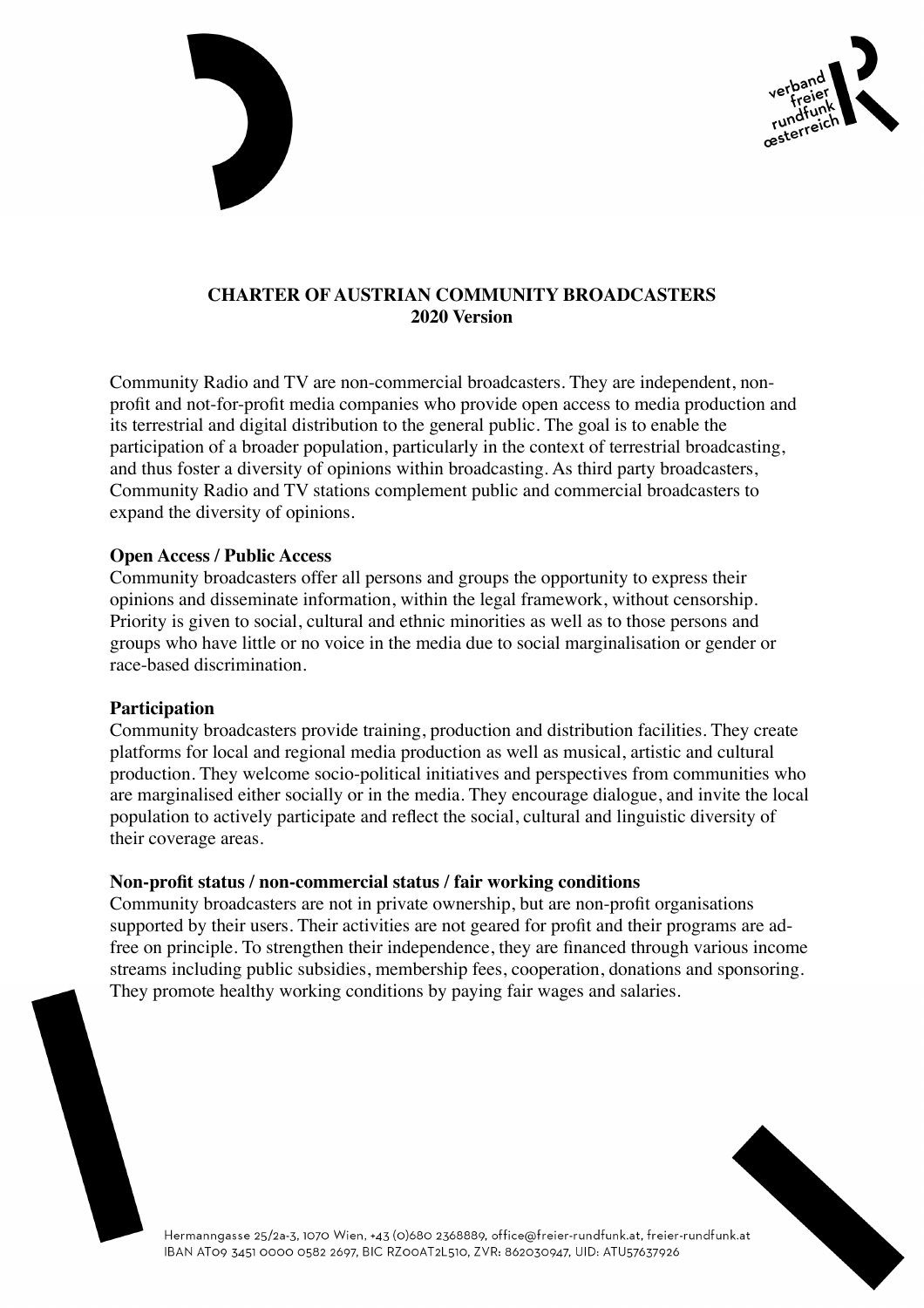# CHARTER OF AUSTRIAN COMMUNITY BROADCASTERS
## 2020 Version

Community Radio and TV are non-commercial broadcasters. They are independent, non-profit and not-for-profit media companies who provide open access to media production and its terrestrial and digital distribution to the general public. The goal is to enable the participation of a broader population, particularly in the context of terrestrial broadcasting, and thus foster a diversity of opinions within broadcasting. As third party broadcasters, Community Radio and TV stations complement public and commercial broadcasters to expand the diversity of opinions.

**Open Access / Public Access**
Community broadcasters offer all persons and groups the opportunity to express their opinions and disseminate information, within the legal framework, without censorship. Priority is given to social, cultural and ethnic minorities as well as to those persons and groups who have little or no voice in the media due to social marginalisation or gender or race-based discrimination.

**Participation**
Community broadcasters provide training, production and distribution facilities. They create platforms for local and regional media production as well as musical, artistic and cultural production. They welcome socio-political initiatives and perspectives from communities who are marginalised either socially or in the media. They encourage dialogue, and invite the local population to actively participate and reflect the social, cultural and linguistic diversity of their coverage areas.

**Non-profit status / non-commercial status / fair working conditions**
Community broadcasters are not in private ownership, but are non-profit organisations supported by their users. Their activities are not geared for profit and their programs are ad-free on principle. To strengthen their independence, they are financed through various income streams including public subsidies, membership fees, cooperation, donations and sponsoring. They promote healthy working conditions by paying fair wages and salaries.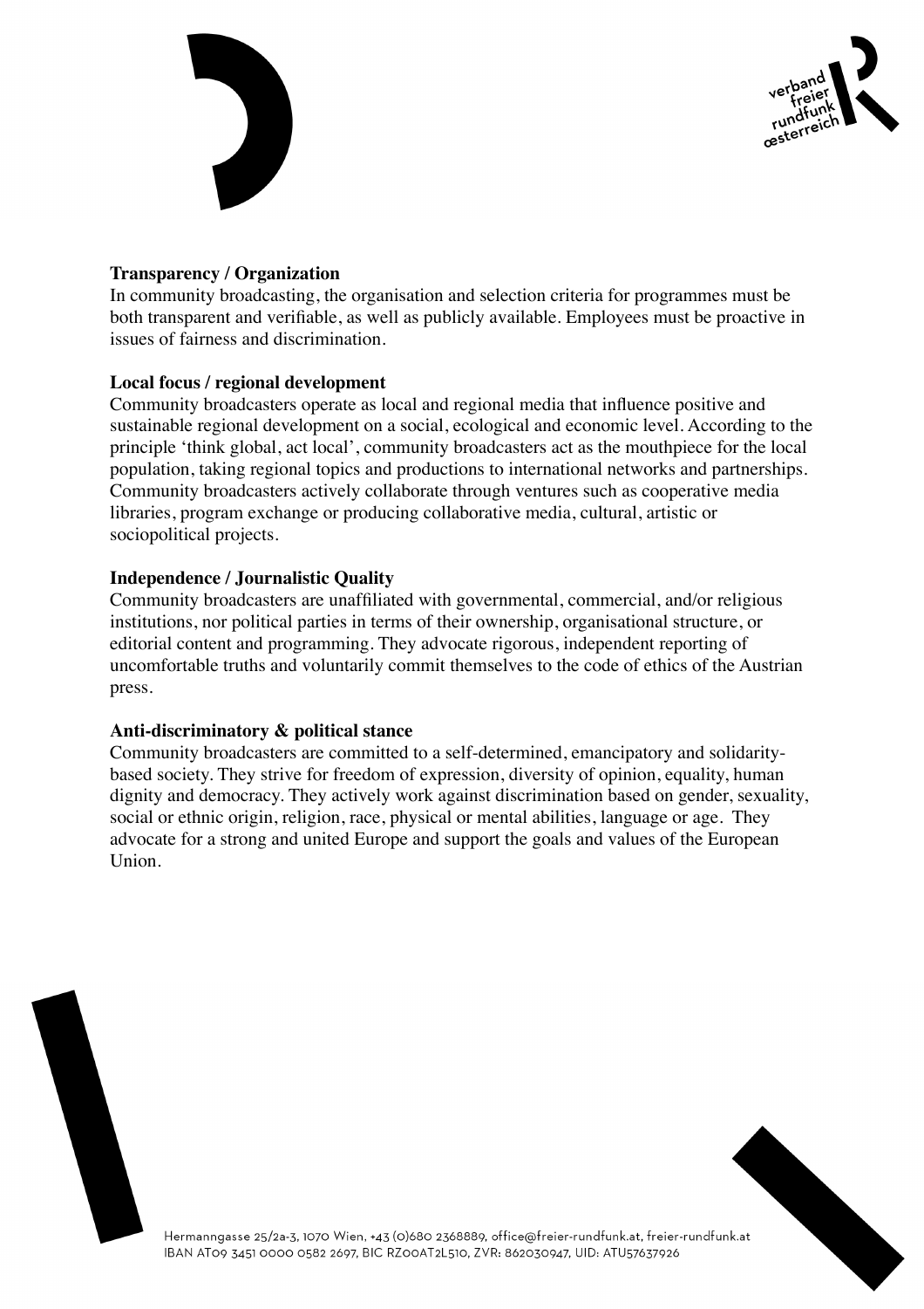**Transparency / Organization**

In community broadcasting, the organisation and selection criteria for programmes must be both transparent and verifiable, as well as publicly available. Employees must be proactive in issues of fairness and discrimination.

**Local focus / regional development**

Community broadcasters operate as local and regional media that influence positive and sustainable regional development on a social, ecological and economic level. According to the principle 'think global, act local', community broadcasters act as the mouthpiece for the local population, taking regional topics and productions to international networks and partnerships. Community broadcasters actively collaborate through ventures such as cooperative media libraries, program exchange or producing collaborative media, cultural, artistic or sociopolitical projects.

**Independence / Journalistic Quality**

Community broadcasters are unaffiliated with governmental, commercial, and/or religious institutions, nor political parties in terms of their ownership, organisational structure, or editorial content and programming. They advocate rigorous, independent reporting of uncomfortable truths and voluntarily commit themselves to the code of ethics of the Austrian press.

**Anti-discriminatory & political stance**

Community broadcasters are committed to a self-determined, emancipatory and solidarity-based society. They strive for freedom of expression, diversity of opinion, equality, human dignity and democracy. They actively work against discrimination based on gender, sexuality, social or ethnic origin, religion, race, physical or mental abilities, language or age. They advocate for a strong and united Europe and support the goals and values of the European Union.